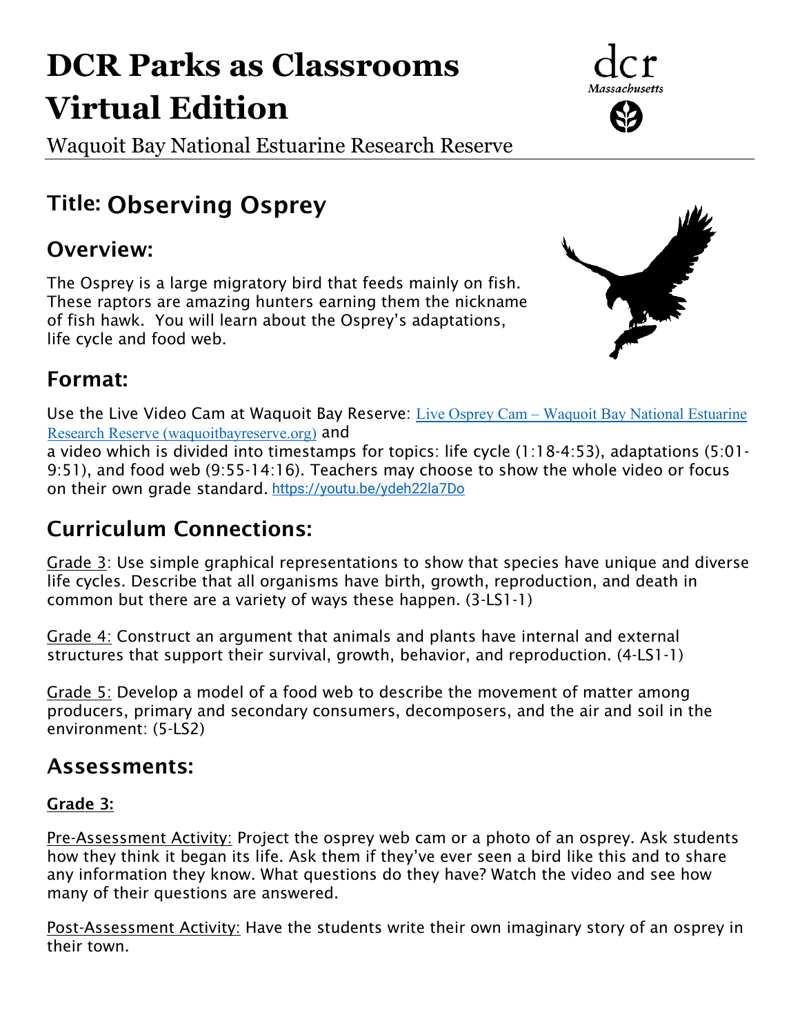# DCR Parks as Classrooms Virtual Edition

Waquoit Bay National Estuarine Research Reserve

## Title: Observing Osprey

## Overview:

The Osprey is a large migratory bird that feeds mainly on fish. These raptors are amazing hunters earning them the nickname of fish hawk. You will learn about the Osprey's adaptations, life cycle and food web.

## Format:

Use the Live Video Cam at Waquoit Bay Reserve: Live Osprey Cam – Waquoit Bay National Estuarine Research Reserve (waquoitbayreserve.org) and a video which is divided into timestamps for topics: life cycle (1:18-4:53), adaptations (5:01-9:51), and food web (9:55-14:16). Teachers may choose to show the whole video or focus on their own grade standard. https://youtu.be/ydeh22la7Do

## Curriculum Connections:

Grade 3: Use simple graphical representations to show that species have unique and diverse life cycles. Describe that all organisms have birth, growth, reproduction, and death in common but there are a variety of ways these happen. (3-LS1-1)

Grade 4: Construct an argument that animals and plants have internal and external structures that support their survival, growth, behavior, and reproduction. (4-LS1-1)

Grade 5: Develop a model of a food web to describe the movement of matter among producers, primary and secondary consumers, decomposers, and the air and soil in the environment: (5-LS2)

## Assessments:

**Grade 3:**

Pre-Assessment Activity: Project the osprey web cam or a photo of an osprey. Ask students how they think it began its life. Ask them if they've ever seen a bird like this and to share any information they know. What questions do they have? Watch the video and see how many of their questions are answered.

Post-Assessment Activity: Have the students write their own imaginary story of an osprey in their town.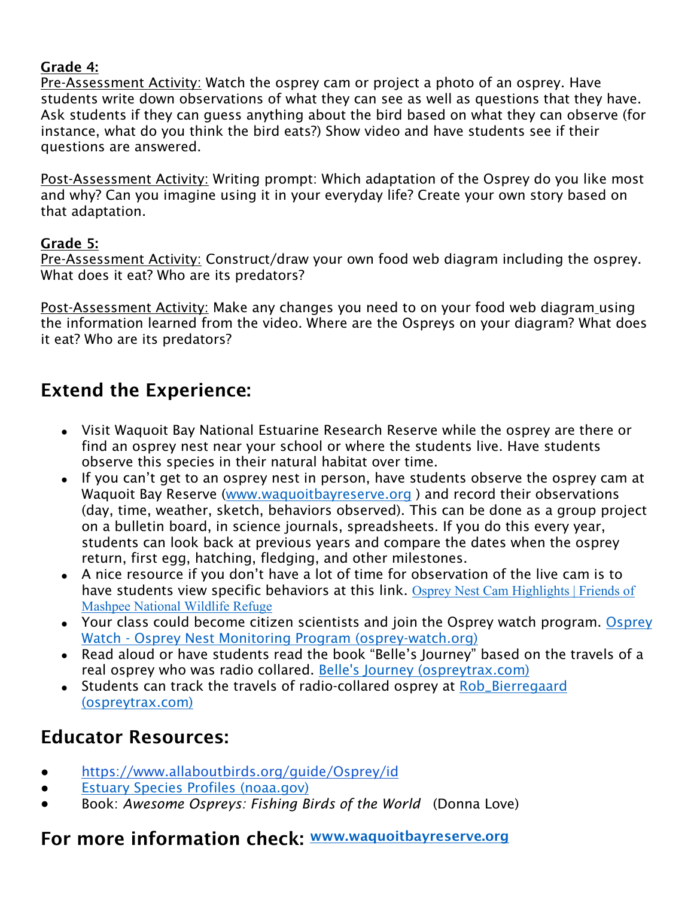**Grade 4:**

Pre-Assessment Activity: Watch the osprey cam or project a photo of an osprey. Have students write down observations of what they can see as well as questions that they have. Ask students if they can guess anything about the bird based on what they can observe (for instance, what do you think the bird eats?) Show video and have students see if their questions are answered.

Post-Assessment Activity: Writing prompt: Which adaptation of the Osprey do you like most and why? Can you imagine using it in your everyday life? Create your own story based on that adaptation.

**Grade 5:**

Pre-Assessment Activity: Construct/draw your own food web diagram including the osprey. What does it eat? Who are its predators?

Post-Assessment Activity: Make any changes you need to on your food web diagram using the information learned from the video. Where are the Ospreys on your diagram? What does it eat? Who are its predators?

## Extend the Experience:

- Visit Waquoit Bay National Estuarine Research Reserve while the osprey are there or find an osprey nest near your school or where the students live. Have students observe this species in their natural habitat over time.
- If you can't get to an osprey nest in person, have students observe the osprey cam at Waquoit Bay Reserve (www.waquoitbayreserve.org ) and record their observations (day, time, weather, sketch, behaviors observed). This can be done as a group project on a bulletin board, in science journals, spreadsheets. If you do this every year, students can look back at previous years and compare the dates when the osprey return, first egg, hatching, fledging, and other milestones.
- A nice resource if you don't have a lot of time for observation of the live cam is to have students view specific behaviors at this link. Osprey Nest Cam Highlights | Friends of Mashpee National Wildlife Refuge
- Your class could become citizen scientists and join the Osprey watch program. Osprey Watch - Osprey Nest Monitoring Program (osprey-watch.org)
- Read aloud or have students read the book "Belle's Journey" based on the travels of a real osprey who was radio collared. Belle's Journey (ospreytrax.com)
- Students can track the travels of radio-collared osprey at Rob_Bierregaard (ospreytrax.com)

## Educator Resources:

- https://www.allaboutbirds.org/guide/Osprey/id
- Estuary Species Profiles (noaa.gov)
- Book: *Awesome Ospreys: Fishing Birds of the World* (Donna Love)

## For more information check: www.waquoitbayreserve.org